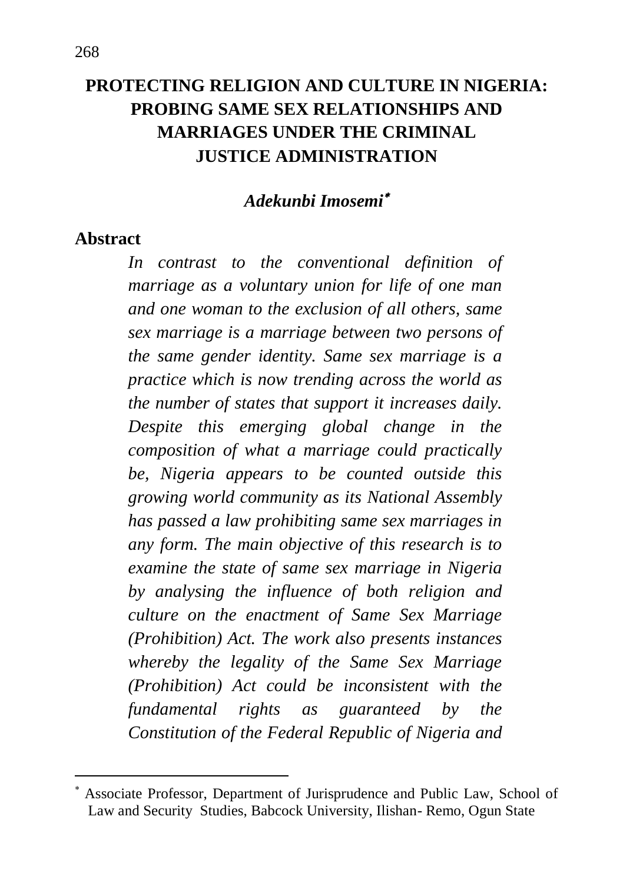# PROTECTING RELIGION AND CULTURE IN NIGERIA: PROBING SAME SEX RELATIONSHIPS AND MARRIAGES UNDER THE CRIMINAL JUSTICE ADMINISTRATION

***Adekunbi Imosemi***[*]

## Abstract

*In contrast to the conventional definition of marriage as a voluntary union for life of one man and one woman to the exclusion of all others, same sex marriage is a marriage between two persons of the same gender identity. Same sex marriage is a practice which is now trending across the world as the number of states that support it increases daily. Despite this emerging global change in the composition of what a marriage could practically be, Nigeria appears to be counted outside this growing world community as its National Assembly has passed a law prohibiting same sex marriages in any form. The main objective of this research is to examine the state of same sex marriage in Nigeria by analysing the influence of both religion and culture on the enactment of Same Sex Marriage (Prohibition) Act. The work also presents instances whereby the legality of the Same Sex Marriage (Prohibition) Act could be inconsistent with the fundamental rights as guaranteed by the Constitution of the Federal Republic of Nigeria and*

---

[*] Associate Professor, Department of Jurisprudence and Public Law, School of Law and Security Studies, Babcock University, Ilishan- Remo, Ogun State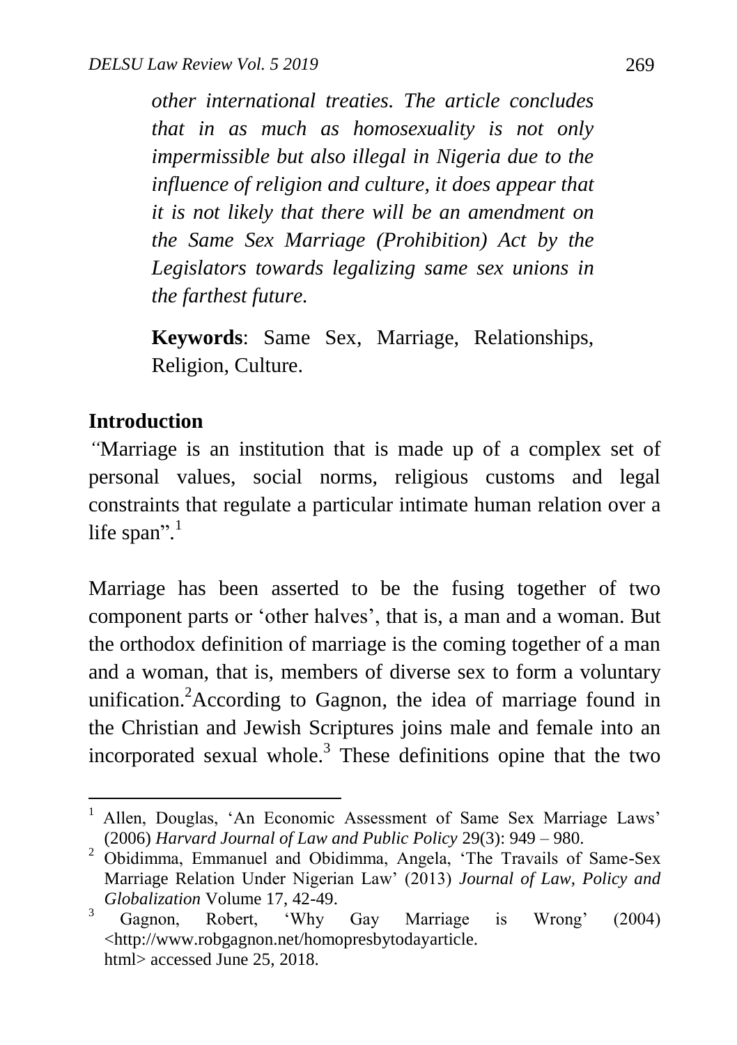*other international treaties. The article concludes that in as much as homosexuality is not only impermissible but also illegal in Nigeria due to the influence of religion and culture, it does appear that it is not likely that there will be an amendment on the Same Sex Marriage (Prohibition) Act by the Legislators towards legalizing same sex unions in the farthest future.*

**Keywords**: Same Sex, Marriage, Relationships, Religion, Culture.

## Introduction

*"*Marriage is an institution that is made up of a complex set of personal values, social norms, religious customs and legal constraints that regulate a particular intimate human relation over a life span".[1]

Marriage has been asserted to be the fusing together of two component parts or 'other halves', that is, a man and a woman. But the orthodox definition of marriage is the coming together of a man and a woman, that is, members of diverse sex to form a voluntary unification.[2]According to Gagnon, the idea of marriage found in the Christian and Jewish Scriptures joins male and female into an incorporated sexual whole.[3] These definitions opine that the two

---

[1] Allen, Douglas, 'An Economic Assessment of Same Sex Marriage Laws' (2006) *Harvard Journal of Law and Public Policy* 29(3): 949 – 980.

[2] Obidimma, Emmanuel and Obidimma, Angela, 'The Travails of Same-Sex Marriage Relation Under Nigerian Law' (2013) *Journal of Law, Policy and Globalization* Volume 17, 42-49.

[3] Gagnon, Robert, 'Why Gay Marriage is Wrong' (2004) <http://www.robgagnon.net/homopresbytodayarticle.html> accessed June 25, 2018.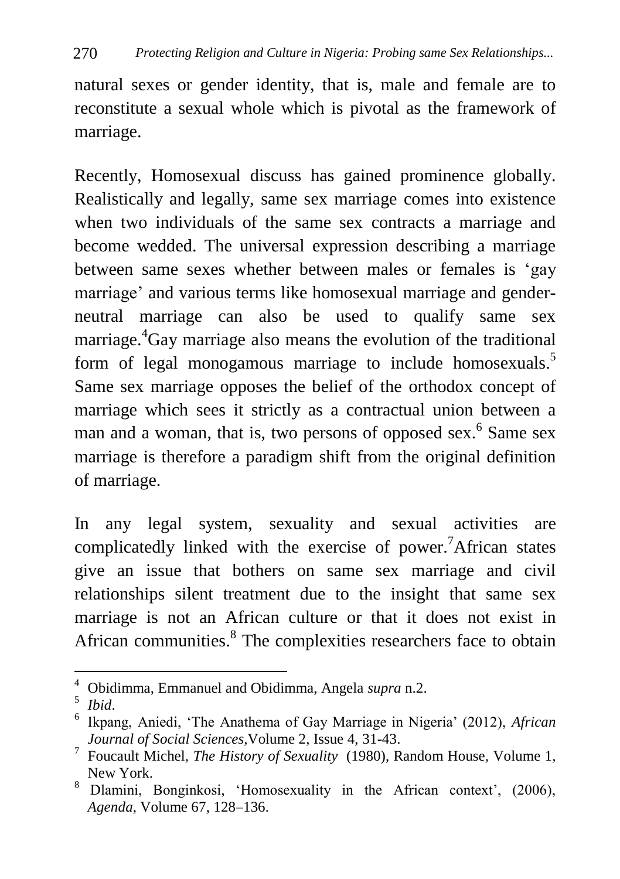natural sexes or gender identity, that is, male and female are to reconstitute a sexual whole which is pivotal as the framework of marriage.

Recently, Homosexual discuss has gained prominence globally. Realistically and legally, same sex marriage comes into existence when two individuals of the same sex contracts a marriage and become wedded. The universal expression describing a marriage between same sexes whether between males or females is 'gay marriage' and various terms like homosexual marriage and gender-neutral marriage can also be used to qualify same sex marriage.[4]Gay marriage also means the evolution of the traditional form of legal monogamous marriage to include homosexuals.[5] Same sex marriage opposes the belief of the orthodox concept of marriage which sees it strictly as a contractual union between a man and a woman, that is, two persons of opposed sex.[6] Same sex marriage is therefore a paradigm shift from the original definition of marriage.

In any legal system, sexuality and sexual activities are complicatedly linked with the exercise of power.[7]African states give an issue that bothers on same sex marriage and civil relationships silent treatment due to the insight that same sex marriage is not an African culture or that it does not exist in African communities.[8] The complexities researchers face to obtain

---

[4] Obidimma, Emmanuel and Obidimma, Angela *supra* n.2.

[5] *Ibid*.

[6] Ikpang, Aniedi, 'The Anathema of Gay Marriage in Nigeria' (2012), *African Journal of Social Sciences*,Volume 2, Issue 4, 31-43.

[7] Foucault Michel, *The History of Sexuality* (1980), Random House, Volume 1, New York.

[8] Dlamini, Bonginkosi, 'Homosexuality in the African context', (2006), *Agenda*, Volume 67, 128–136.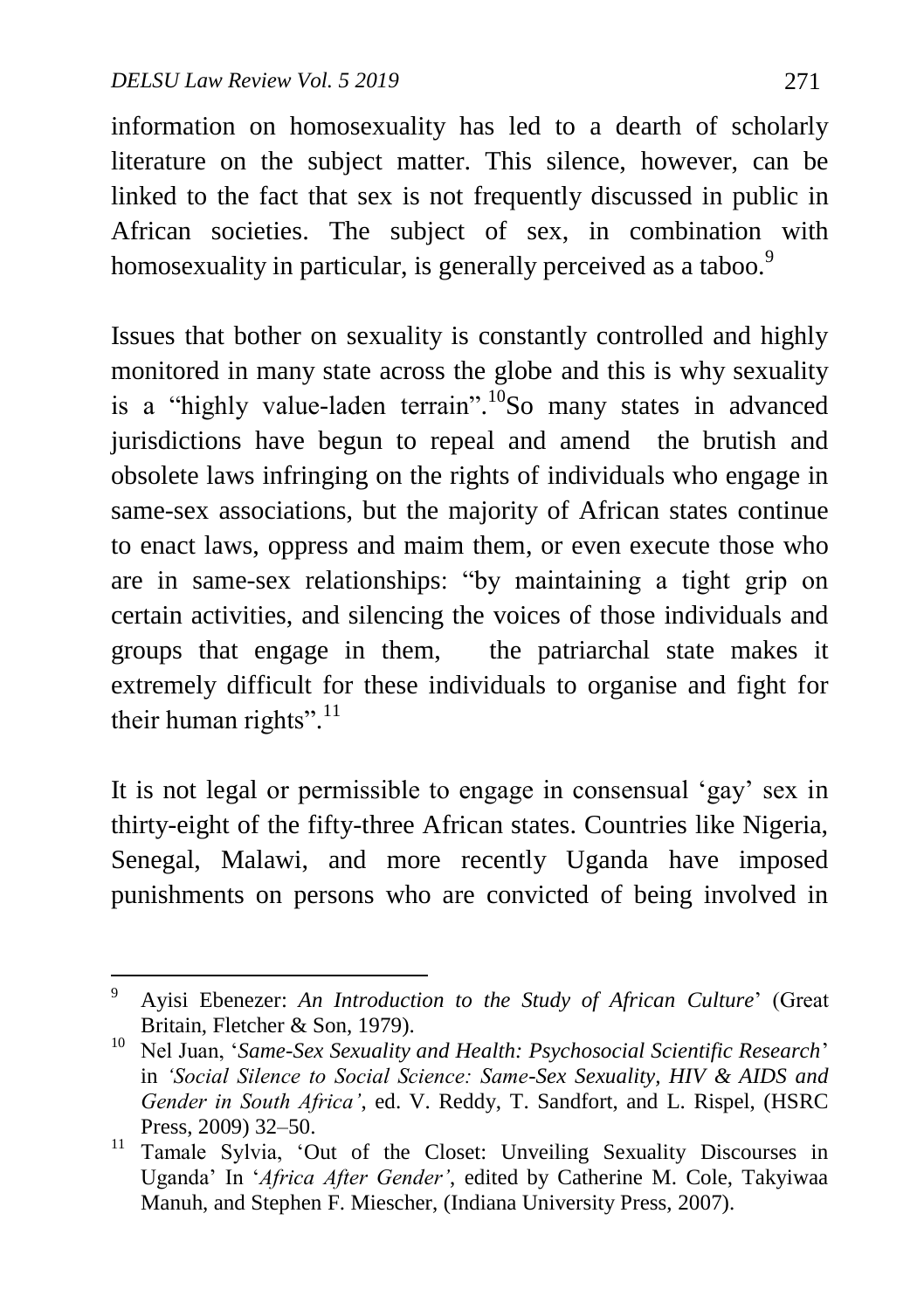information on homosexuality has led to a dearth of scholarly literature on the subject matter. This silence, however, can be linked to the fact that sex is not frequently discussed in public in African societies. The subject of sex, in combination with homosexuality in particular, is generally perceived as a taboo.[9]

Issues that bother on sexuality is constantly controlled and highly monitored in many state across the globe and this is why sexuality is a "highly value-laden terrain".[10]So many states in advanced jurisdictions have begun to repeal and amend the brutish and obsolete laws infringing on the rights of individuals who engage in same-sex associations, but the majority of African states continue to enact laws, oppress and maim them, or even execute those who are in same-sex relationships: "by maintaining a tight grip on certain activities, and silencing the voices of those individuals and groups that engage in them, the patriarchal state makes it extremely difficult for these individuals to organise and fight for their human rights".[11]

It is not legal or permissible to engage in consensual 'gay' sex in thirty-eight of the fifty-three African states. Countries like Nigeria, Senegal, Malawi, and more recently Uganda have imposed punishments on persons who are convicted of being involved in

---

[9] Ayisi Ebenezer: *An Introduction to the Study of African Culture*' (Great Britain, Fletcher & Son, 1979).

[10] Nel Juan, '*Same-Sex Sexuality and Health: Psychosocial Scientific Research*' in *'Social Silence to Social Science: Same-Sex Sexuality, HIV & AIDS and Gender in South Africa'*, ed. V. Reddy, T. Sandfort, and L. Rispel, (HSRC Press, 2009) 32–50.

[11] Tamale Sylvia, 'Out of the Closet: Unveiling Sexuality Discourses in Uganda' In '*Africa After Gender'*, edited by Catherine M. Cole, Takyiwaa Manuh, and Stephen F. Miescher, (Indiana University Press, 2007).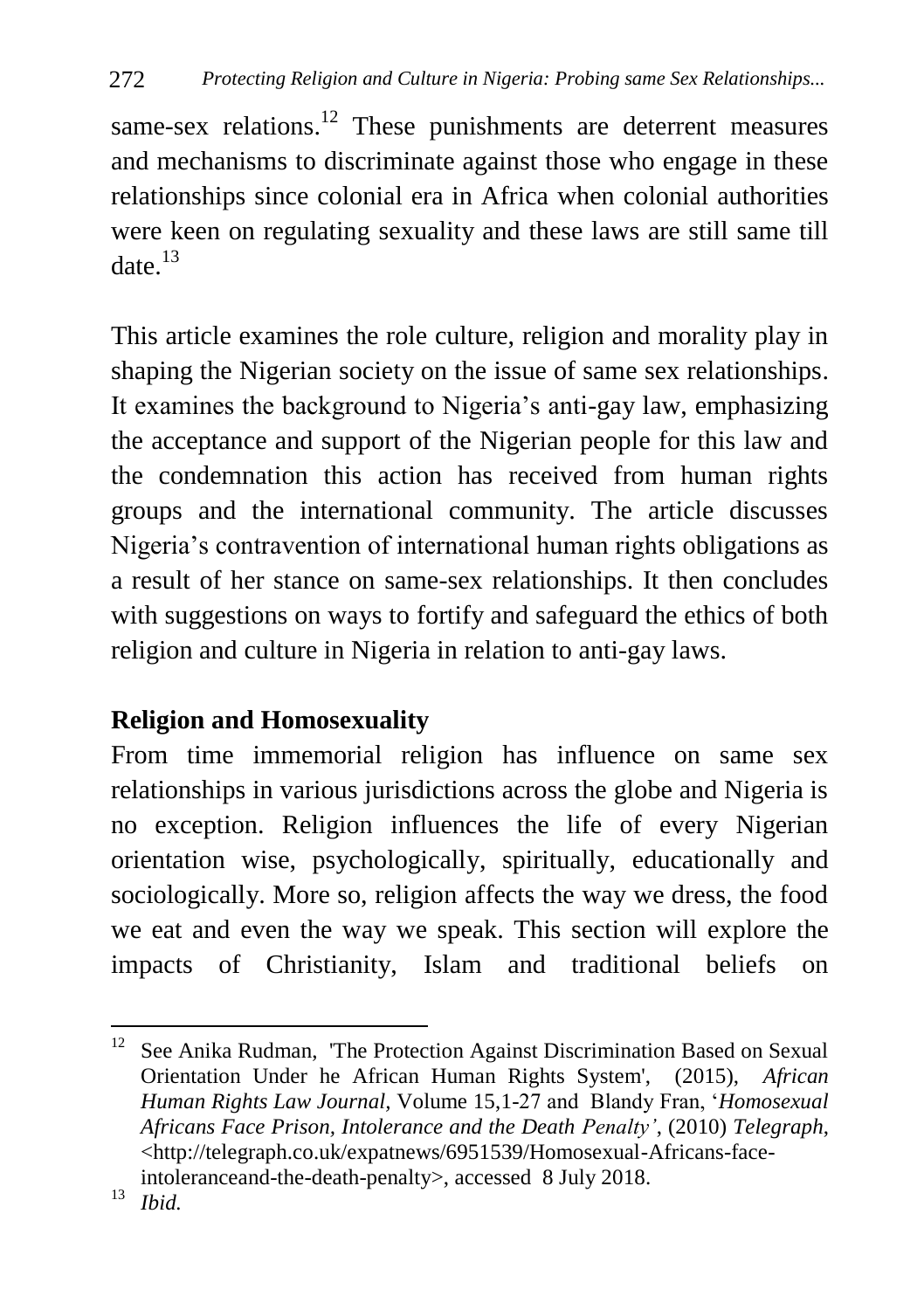same-sex relations.[12] These punishments are deterrent measures and mechanisms to discriminate against those who engage in these relationships since colonial era in Africa when colonial authorities were keen on regulating sexuality and these laws are still same till date.[13]

This article examines the role culture, religion and morality play in shaping the Nigerian society on the issue of same sex relationships. It examines the background to Nigeria's anti-gay law, emphasizing the acceptance and support of the Nigerian people for this law and the condemnation this action has received from human rights groups and the international community. The article discusses Nigeria's contravention of international human rights obligations as a result of her stance on same-sex relationships. It then concludes with suggestions on ways to fortify and safeguard the ethics of both religion and culture in Nigeria in relation to anti-gay laws.

## Religion and Homosexuality

From time immemorial religion has influence on same sex relationships in various jurisdictions across the globe and Nigeria is no exception. Religion influences the life of every Nigerian orientation wise, psychologically, spiritually, educationally and sociologically. More so, religion affects the way we dress, the food we eat and even the way we speak. This section will explore the impacts of Christianity, Islam and traditional beliefs on

---

[12] See Anika Rudman, 'The Protection Against Discrimination Based on Sexual Orientation Under he African Human Rights System', (2015), *African Human Rights Law Journal,* Volume 15,1-27 and Blandy Fran, '*Homosexual Africans Face Prison, Intolerance and the Death Penalty'*, (2010) *Telegraph*, <http://telegraph.co.uk/expatnews/6951539/Homosexual-Africans-face-intoleranceand-the-death-penalty>, accessed 8 July 2018.

[13] *Ibid.*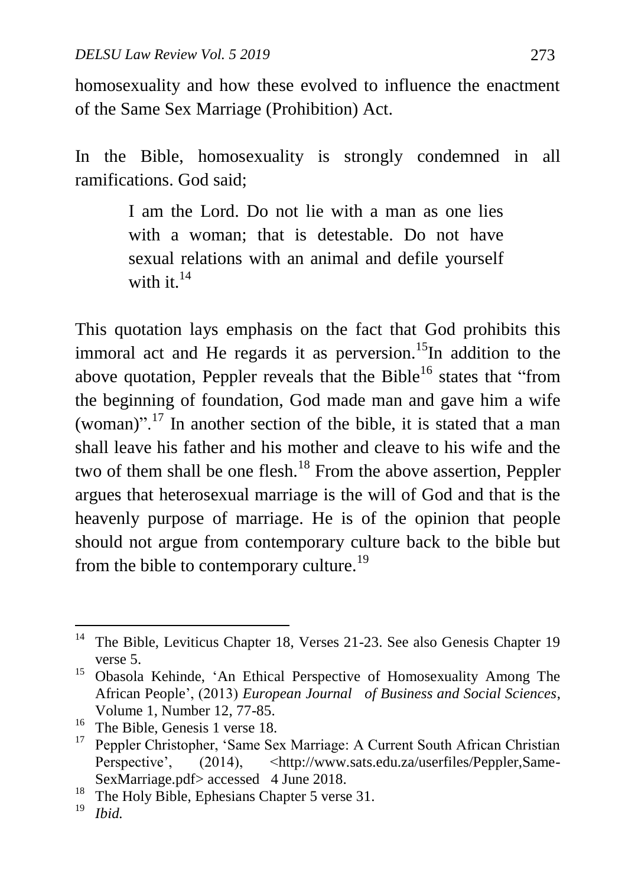homosexuality and how these evolved to influence the enactment of the Same Sex Marriage (Prohibition) Act.

In the Bible, homosexuality is strongly condemned in all ramifications. God said;

> I am the Lord. Do not lie with a man as one lies with a woman; that is detestable. Do not have sexual relations with an animal and defile yourself with it.[14]

This quotation lays emphasis on the fact that God prohibits this immoral act and He regards it as perversion.[15]In addition to the above quotation, Peppler reveals that the Bible[16] states that "from the beginning of foundation, God made man and gave him a wife (woman)".[17] In another section of the bible, it is stated that a man shall leave his father and his mother and cleave to his wife and the two of them shall be one flesh.[18] From the above assertion, Peppler argues that heterosexual marriage is the will of God and that is the heavenly purpose of marriage. He is of the opinion that people should not argue from contemporary culture back to the bible but from the bible to contemporary culture.[19]

---

[14] The Bible, Leviticus Chapter 18, Verses 21-23. See also Genesis Chapter 19 verse 5.

[15] Obasola Kehinde, 'An Ethical Perspective of Homosexuality Among The African People', (2013) *European Journal of Business and Social Sciences*, Volume 1, Number 12, 77-85.

[16] The Bible, Genesis 1 verse 18.

[17] Peppler Christopher, 'Same Sex Marriage: A Current South African Christian Perspective', (2014), <http://www.sats.edu.za/userfiles/Peppler,Same-SexMarriage.pdf> accessed 4 June 2018.

[18] The Holy Bible, Ephesians Chapter 5 verse 31.

[19] *Ibid.*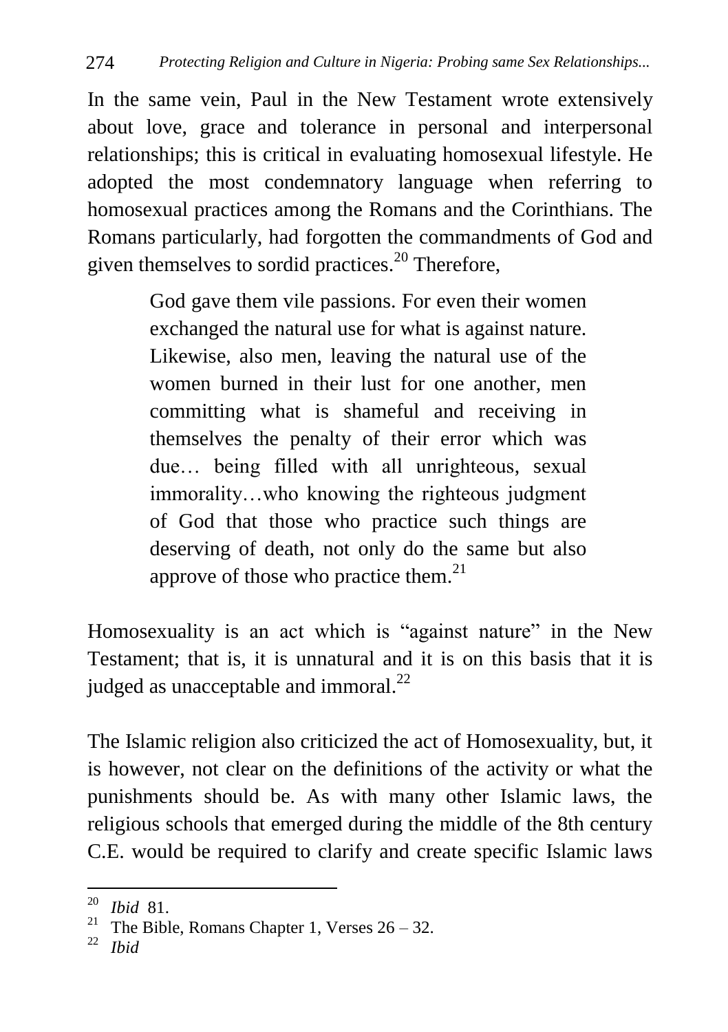In the same vein, Paul in the New Testament wrote extensively about love, grace and tolerance in personal and interpersonal relationships; this is critical in evaluating homosexual lifestyle. He adopted the most condemnatory language when referring to homosexual practices among the Romans and the Corinthians. The Romans particularly, had forgotten the commandments of God and given themselves to sordid practices.[20] Therefore,

> God gave them vile passions. For even their women exchanged the natural use for what is against nature. Likewise, also men, leaving the natural use of the women burned in their lust for one another, men committing what is shameful and receiving in themselves the penalty of their error which was due… being filled with all unrighteous, sexual immorality…who knowing the righteous judgment of God that those who practice such things are deserving of death, not only do the same but also approve of those who practice them.[21]

Homosexuality is an act which is "against nature" in the New Testament; that is, it is unnatural and it is on this basis that it is judged as unacceptable and immoral.[22]

The Islamic religion also criticized the act of Homosexuality, but, it is however, not clear on the definitions of the activity or what the punishments should be. As with many other Islamic laws, the religious schools that emerged during the middle of the 8th century C.E. would be required to clarify and create specific Islamic laws

---

[20] *Ibid* 81.

[21] The Bible, Romans Chapter 1, Verses 26 – 32.

[22] *Ibid*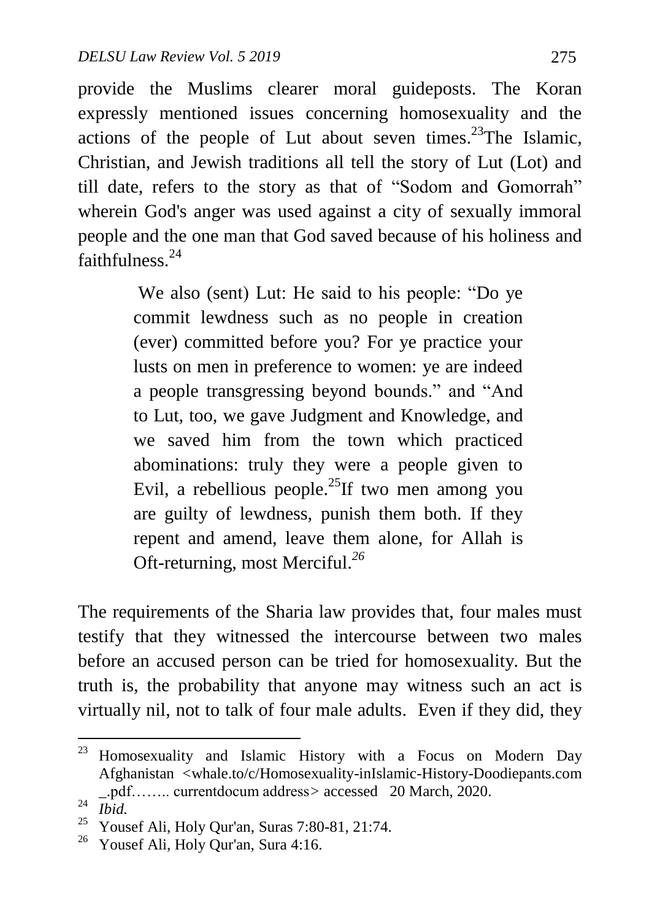provide the Muslims clearer moral guideposts. The Koran expressly mentioned issues concerning homosexuality and the actions of the people of Lut about seven times.[23]The Islamic, Christian, and Jewish traditions all tell the story of Lut (Lot) and till date, refers to the story as that of "Sodom and Gomorrah" wherein God's anger was used against a city of sexually immoral people and the one man that God saved because of his holiness and faithfulness.[24]

> We also (sent) Lut: He said to his people: "Do ye commit lewdness such as no people in creation (ever) committed before you? For ye practice your lusts on men in preference to women: ye are indeed a people transgressing beyond bounds." and "And to Lut, too, we gave Judgment and Knowledge, and we saved him from the town which practiced abominations: truly they were a people given to Evil, a rebellious people.[25]If two men among you are guilty of lewdness, punish them both. If they repent and amend, leave them alone, for Allah is Oft-returning, most Merciful.[26]

The requirements of the Sharia law provides that, four males must testify that they witnessed the intercourse between two males before an accused person can be tried for homosexuality. But the truth is, the probability that anyone may witness such an act is virtually nil, not to talk of four male adults. Even if they did, they

---

[23] Homosexuality and Islamic History with a Focus on Modern Day Afghanistan <whale.to/c/Homosexuality-inIslamic-History-Doodiepants.com _.pdf…….. currentdocum address> accessed 20 March, 2020.

[24] *Ibid.*

[25] Yousef Ali, Holy Qur'an, Suras 7:80-81, 21:74.

[26] Yousef Ali, Holy Qur'an, Sura 4:16.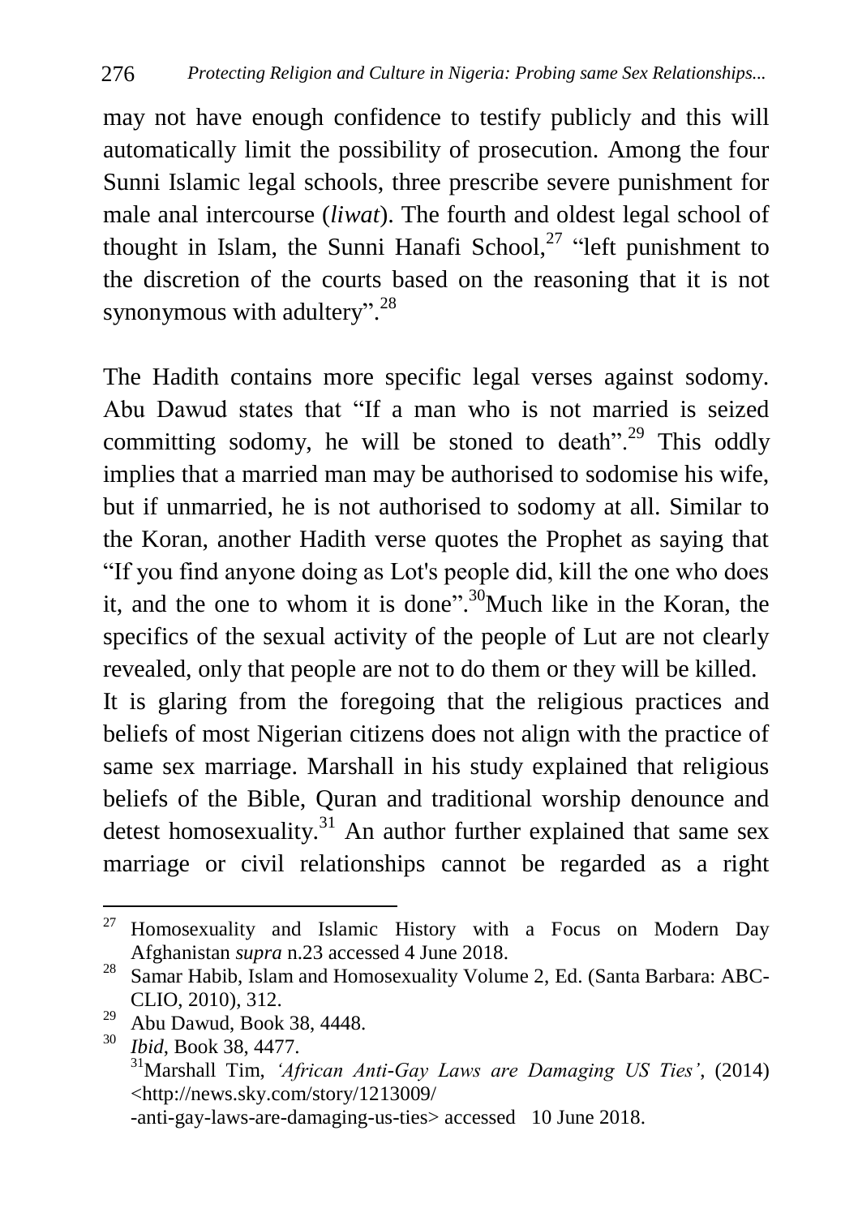may not have enough confidence to testify publicly and this will automatically limit the possibility of prosecution. Among the four Sunni Islamic legal schools, three prescribe severe punishment for male anal intercourse (*liwat*). The fourth and oldest legal school of thought in Islam, the Sunni Hanafi School,[27] "left punishment to the discretion of the courts based on the reasoning that it is not synonymous with adultery".[28]

The Hadith contains more specific legal verses against sodomy. Abu Dawud states that "If a man who is not married is seized committing sodomy, he will be stoned to death".[29] This oddly implies that a married man may be authorised to sodomise his wife, but if unmarried, he is not authorised to sodomy at all. Similar to the Koran, another Hadith verse quotes the Prophet as saying that "If you find anyone doing as Lot's people did, kill the one who does it, and the one to whom it is done".[30]Much like in the Koran, the specifics of the sexual activity of the people of Lut are not clearly revealed, only that people are not to do them or they will be killed.

It is glaring from the foregoing that the religious practices and beliefs of most Nigerian citizens does not align with the practice of same sex marriage. Marshall in his study explained that religious beliefs of the Bible, Quran and traditional worship denounce and detest homosexuality.[31] An author further explained that same sex marriage or civil relationships cannot be regarded as a right

---

[27] Homosexuality and Islamic History with a Focus on Modern Day Afghanistan *supra* n.23 accessed 4 June 2018.

[28] Samar Habib, Islam and Homosexuality Volume 2, Ed. (Santa Barbara: ABC-CLIO, 2010), 312.

[29] Abu Dawud, Book 38, 4448.

[30] *Ibid*, Book 38, 4477.

[31] Marshall Tim, *'African Anti-Gay Laws are Damaging US Ties'*, (2014) <http://news.sky.com/story/1213009/-anti-gay-laws-are-damaging-us-ties> accessed 10 June 2018.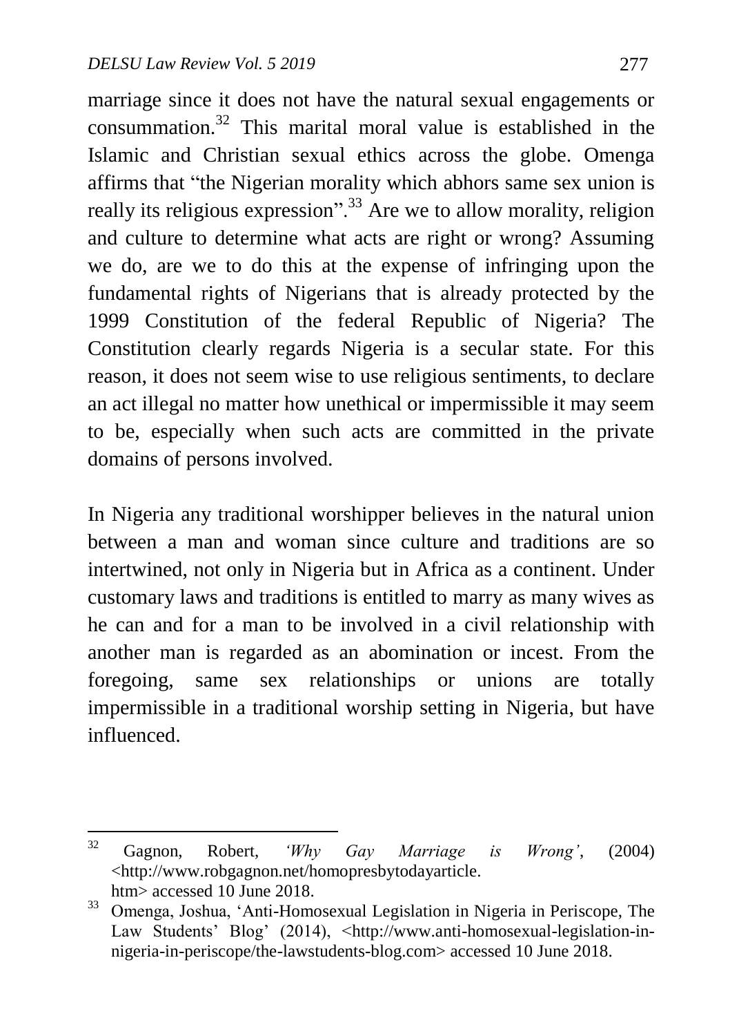marriage since it does not have the natural sexual engagements or consummation.[32] This marital moral value is established in the Islamic and Christian sexual ethics across the globe. Omenga affirms that "the Nigerian morality which abhors same sex union is really its religious expression".[33] Are we to allow morality, religion and culture to determine what acts are right or wrong? Assuming we do, are we to do this at the expense of infringing upon the fundamental rights of Nigerians that is already protected by the 1999 Constitution of the federal Republic of Nigeria? The Constitution clearly regards Nigeria is a secular state. For this reason, it does not seem wise to use religious sentiments, to declare an act illegal no matter how unethical or impermissible it may seem to be, especially when such acts are committed in the private domains of persons involved.

In Nigeria any traditional worshipper believes in the natural union between a man and woman since culture and traditions are so intertwined, not only in Nigeria but in Africa as a continent. Under customary laws and traditions is entitled to marry as many wives as he can and for a man to be involved in a civil relationship with another man is regarded as an abomination or incest. From the foregoing, same sex relationships or unions are totally impermissible in a traditional worship setting in Nigeria, but have influenced.

---

[32] Gagnon, Robert, *'Why Gay Marriage is Wrong'*, (2004) <http://www.robgagnon.net/homopresbytodayarticle.htm> accessed 10 June 2018.

[33] Omenga, Joshua, 'Anti-Homosexual Legislation in Nigeria in Periscope, The Law Students' Blog' (2014), <http://www.anti-homosexual-legislation-in-nigeria-in-periscope/the-lawstudents-blog.com> accessed 10 June 2018.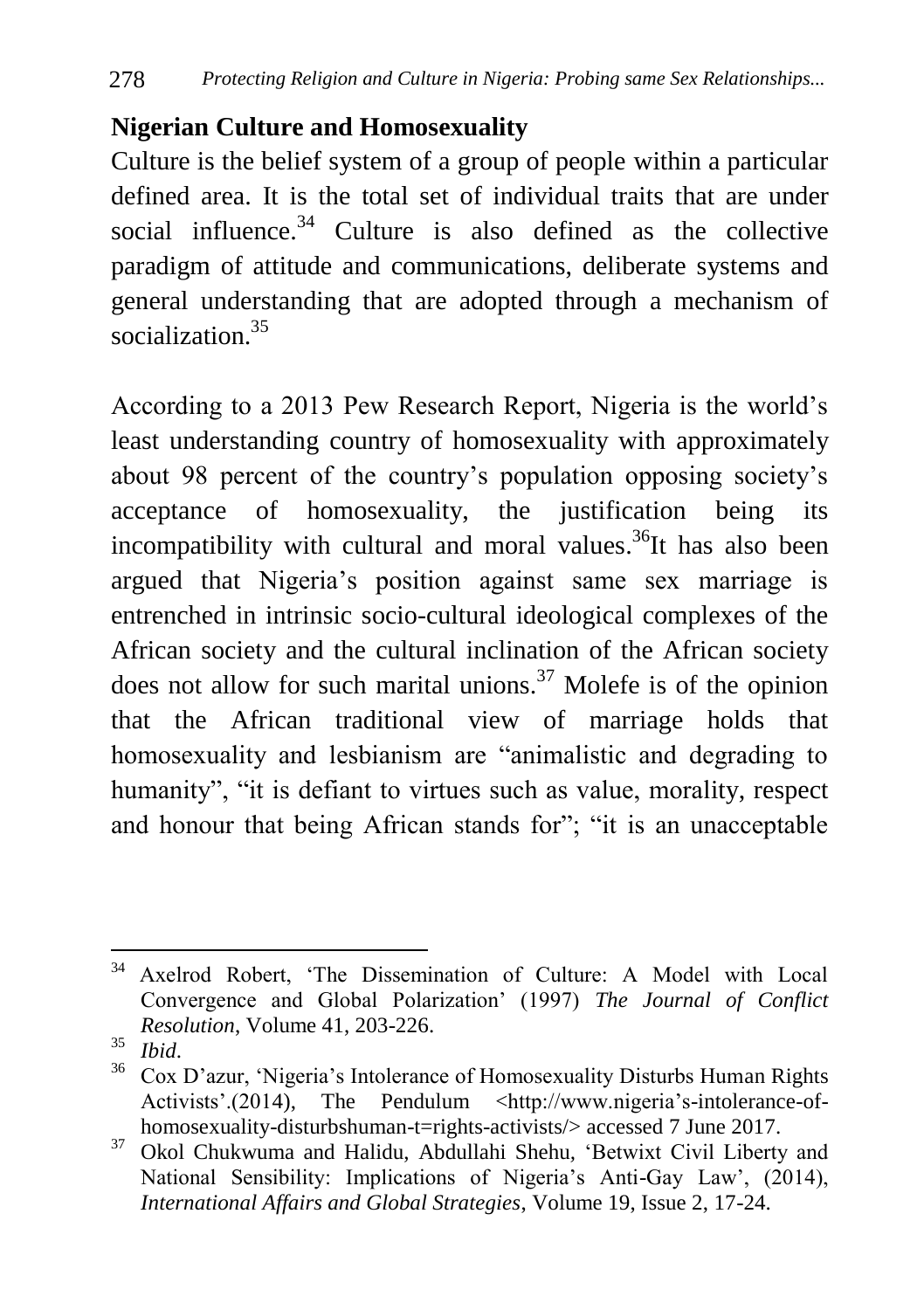## Nigerian Culture and Homosexuality

Culture is the belief system of a group of people within a particular defined area. It is the total set of individual traits that are under social influence.[34] Culture is also defined as the collective paradigm of attitude and communications, deliberate systems and general understanding that are adopted through a mechanism of socialization.[35]

According to a 2013 Pew Research Report, Nigeria is the world's least understanding country of homosexuality with approximately about 98 percent of the country's population opposing society's acceptance of homosexuality, the justification being its incompatibility with cultural and moral values.[36]It has also been argued that Nigeria's position against same sex marriage is entrenched in intrinsic socio-cultural ideological complexes of the African society and the cultural inclination of the African society does not allow for such marital unions.[37] Molefe is of the opinion that the African traditional view of marriage holds that homosexuality and lesbianism are "animalistic and degrading to humanity", "it is defiant to virtues such as value, morality, respect and honour that being African stands for"; "it is an unacceptable

---

[34] Axelrod Robert, 'The Dissemination of Culture: A Model with Local Convergence and Global Polarization' (1997) *The Journal of Conflict Resolution*, Volume 41, 203-226.

[35] *Ibid*.

[36] Cox D'azur, 'Nigeria's Intolerance of Homosexuality Disturbs Human Rights Activists'.(2014), The Pendulum <http://www.nigeria's-intolerance-of-homosexuality-disturbshuman-t=rights-activists/> accessed 7 June 2017.

[37] Okol Chukwuma and Halidu, Abdullahi Shehu, 'Betwixt Civil Liberty and National Sensibility: Implications of Nigeria's Anti-Gay Law', (2014), *International Affairs and Global Strategies*, Volume 19, Issue 2, 17-24.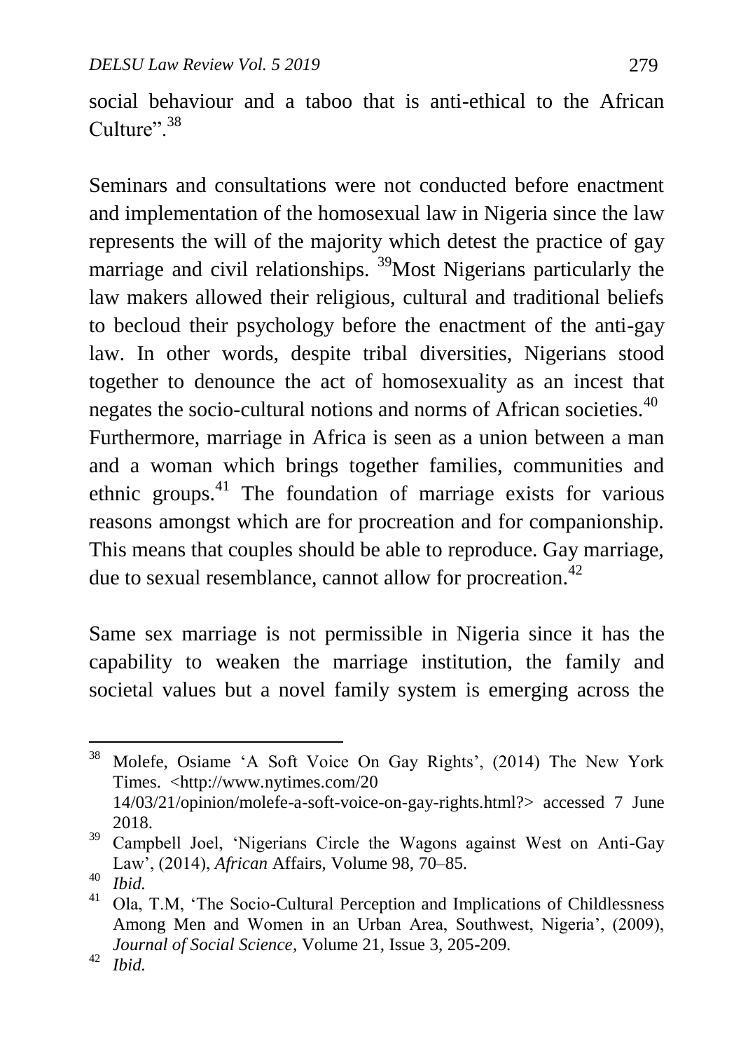social behaviour and a taboo that is anti-ethical to the African Culture".[38]

Seminars and consultations were not conducted before enactment and implementation of the homosexual law in Nigeria since the law represents the will of the majority which detest the practice of gay marriage and civil relationships. [39]Most Nigerians particularly the law makers allowed their religious, cultural and traditional beliefs to becloud their psychology before the enactment of the anti-gay law. In other words, despite tribal diversities, Nigerians stood together to denounce the act of homosexuality as an incest that negates the socio-cultural notions and norms of African societies.[40] Furthermore, marriage in Africa is seen as a union between a man and a woman which brings together families, communities and ethnic groups.[41] The foundation of marriage exists for various reasons amongst which are for procreation and for companionship. This means that couples should be able to reproduce. Gay marriage, due to sexual resemblance, cannot allow for procreation.[42]

Same sex marriage is not permissible in Nigeria since it has the capability to weaken the marriage institution, the family and societal values but a novel family system is emerging across the

---

[38] Molefe, Osiame 'A Soft Voice On Gay Rights', (2014) The New York Times. <http://www.nytimes.com/20 14/03/21/opinion/molefe-a-soft-voice-on-gay-rights.html?> accessed 7 June 2018.

[39] Campbell Joel, 'Nigerians Circle the Wagons against West on Anti-Gay Law', (2014), *African* Affairs, Volume 98, 70–85.

[40] *Ibid.*

[41] Ola, T.M, 'The Socio-Cultural Perception and Implications of Childlessness Among Men and Women in an Urban Area, Southwest, Nigeria', (2009), *Journal of Social Science*, Volume 21, Issue 3, 205-209.

[42] *Ibid.*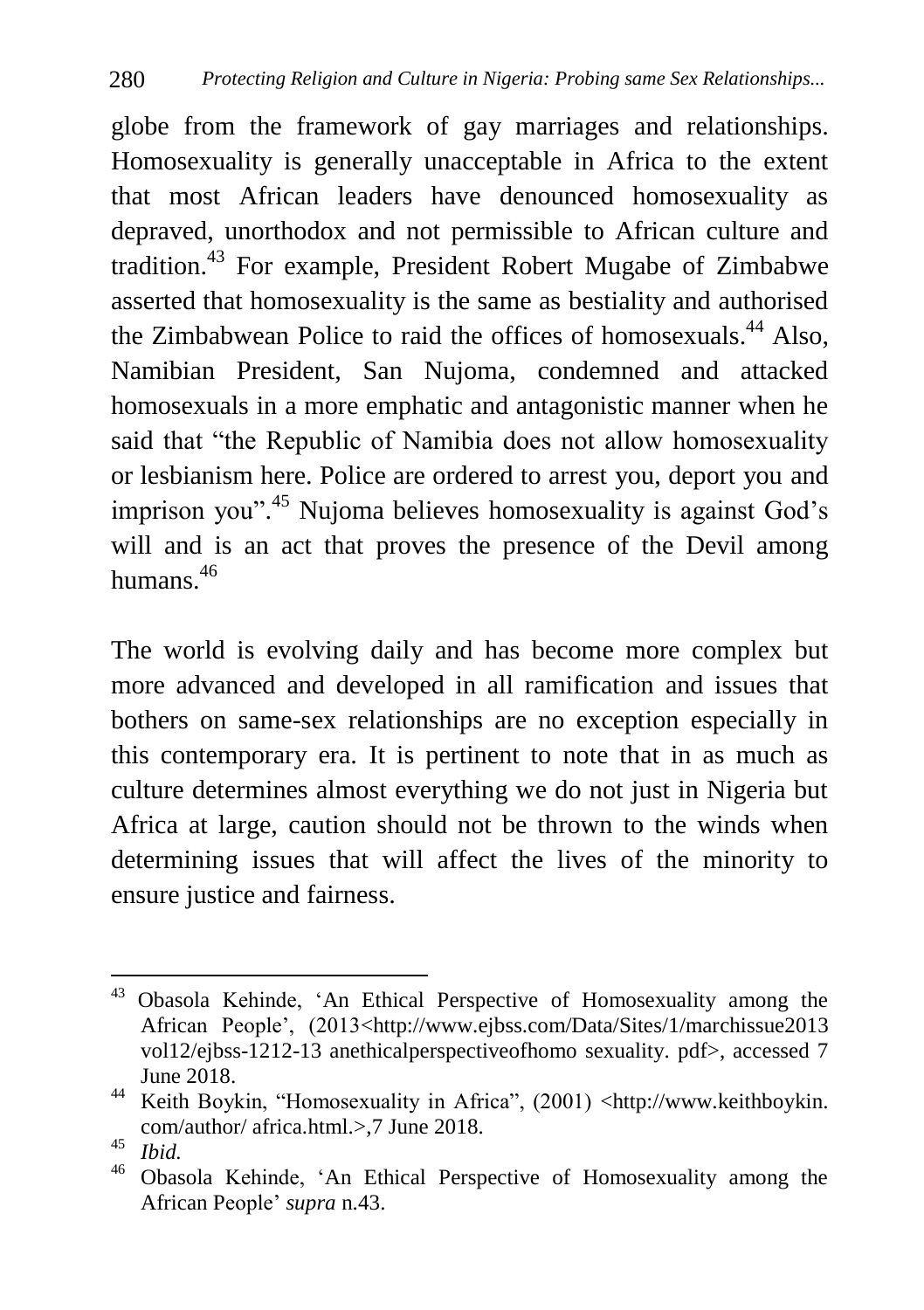globe from the framework of gay marriages and relationships. Homosexuality is generally unacceptable in Africa to the extent that most African leaders have denounced homosexuality as depraved, unorthodox and not permissible to African culture and tradition.[43] For example, President Robert Mugabe of Zimbabwe asserted that homosexuality is the same as bestiality and authorised the Zimbabwean Police to raid the offices of homosexuals.[44] Also, Namibian President, San Nujoma, condemned and attacked homosexuals in a more emphatic and antagonistic manner when he said that "the Republic of Namibia does not allow homosexuality or lesbianism here. Police are ordered to arrest you, deport you and imprison you".[45] Nujoma believes homosexuality is against God's will and is an act that proves the presence of the Devil among humans.[46]

The world is evolving daily and has become more complex but more advanced and developed in all ramification and issues that bothers on same-sex relationships are no exception especially in this contemporary era. It is pertinent to note that in as much as culture determines almost everything we do not just in Nigeria but Africa at large, caution should not be thrown to the winds when determining issues that will affect the lives of the minority to ensure justice and fairness.

---

[43] Obasola Kehinde, 'An Ethical Perspective of Homosexuality among the African People', (2013<http://www.ejbss.com/Data/Sites/1/marchissue2013 vol12/ejbss-1212-13 anethicalperspectiveofhomo sexuality. pdf>, accessed 7 June 2018.

[44] Keith Boykin, "Homosexuality in Africa", (2001) <http://www.keithboykin. com/author/ africa.html.>,7 June 2018.

[45] *Ibid.*

[46] Obasola Kehinde, 'An Ethical Perspective of Homosexuality among the African People' *supra* n.43.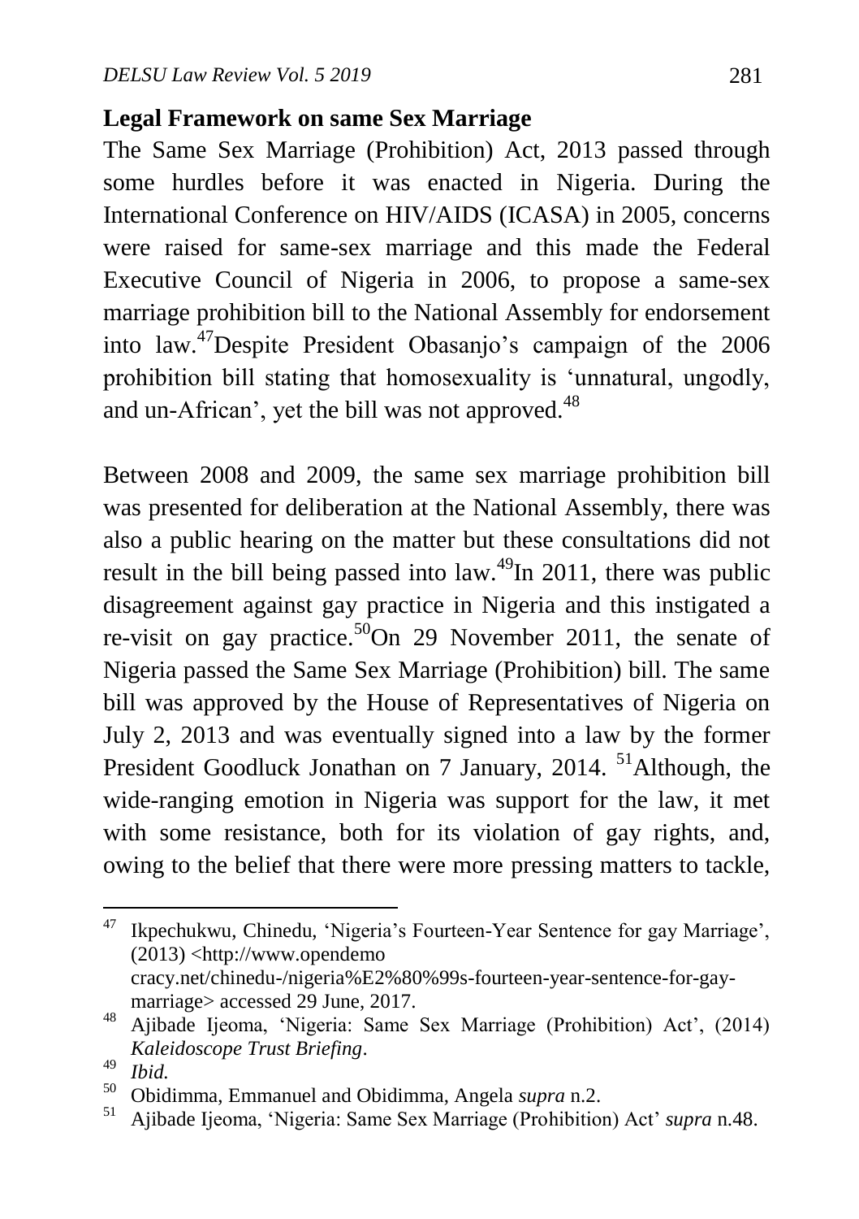**Legal Framework on same Sex Marriage**

The Same Sex Marriage (Prohibition) Act, 2013 passed through some hurdles before it was enacted in Nigeria. During the International Conference on HIV/AIDS (ICASA) in 2005, concerns were raised for same-sex marriage and this made the Federal Executive Council of Nigeria in 2006, to propose a same-sex marriage prohibition bill to the National Assembly for endorsement into law.[47]Despite President Obasanjo's campaign of the 2006 prohibition bill stating that homosexuality is 'unnatural, ungodly, and un-African', yet the bill was not approved.[48]

Between 2008 and 2009, the same sex marriage prohibition bill was presented for deliberation at the National Assembly, there was also a public hearing on the matter but these consultations did not result in the bill being passed into law.[49]In 2011, there was public disagreement against gay practice in Nigeria and this instigated a re-visit on gay practice.[50]On 29 November 2011, the senate of Nigeria passed the Same Sex Marriage (Prohibition) bill. The same bill was approved by the House of Representatives of Nigeria on July 2, 2013 and was eventually signed into a law by the former President Goodluck Jonathan on 7 January, 2014. [51]Although, the wide-ranging emotion in Nigeria was support for the law, it met with some resistance, both for its violation of gay rights, and, owing to the belief that there were more pressing matters to tackle,

---

[47] Ikpechukwu, Chinedu, 'Nigeria's Fourteen-Year Sentence for gay Marriage', (2013) <http://www.opendemo cracy.net/chinedu-/nigeria%E2%80%99s-fourteen-year-sentence-for-gay-marriage> accessed 29 June, 2017.

[48] Ajibade Ijeoma, 'Nigeria: Same Sex Marriage (Prohibition) Act', (2014) *Kaleidoscope Trust Briefing*.

[49] *Ibid.*

[50] Obidimma, Emmanuel and Obidimma, Angela *supra* n.2.

[51] Ajibade Ijeoma, 'Nigeria: Same Sex Marriage (Prohibition) Act' *supra* n.48.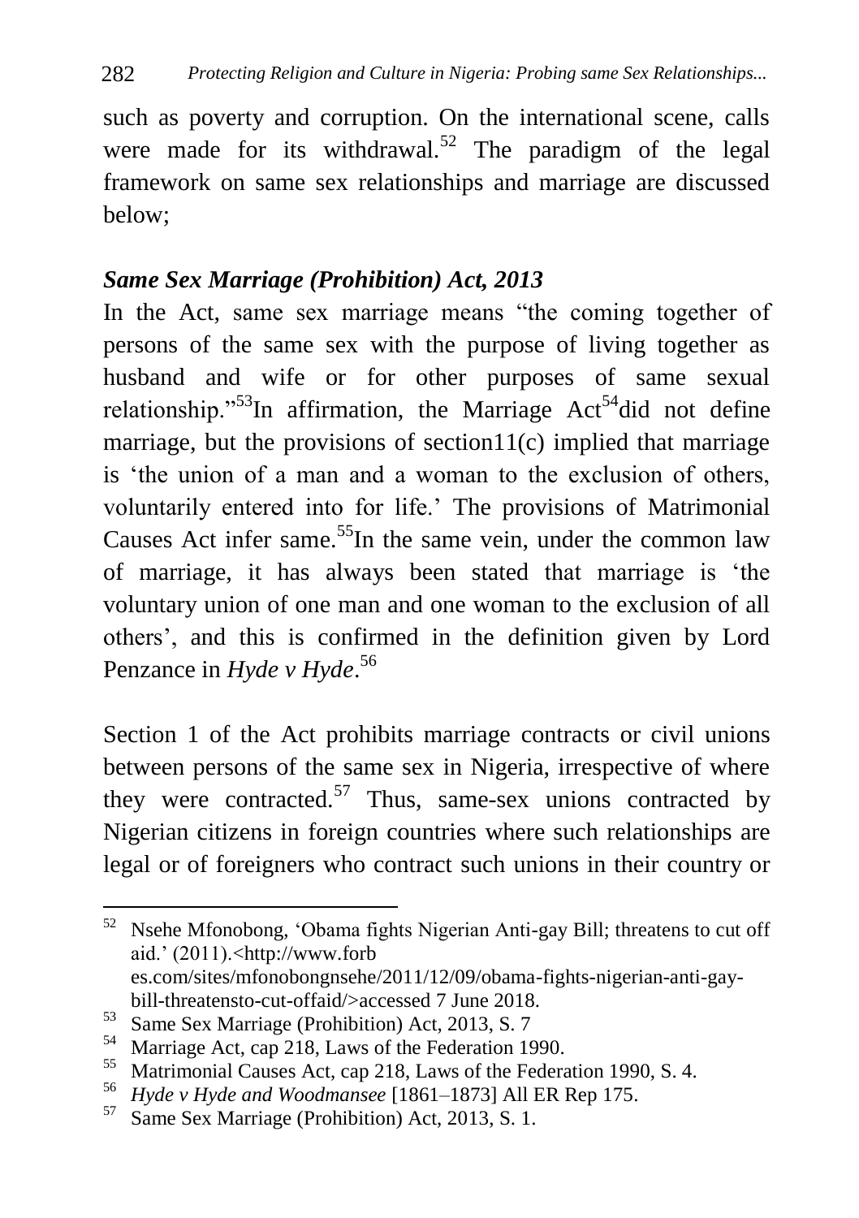such as poverty and corruption. On the international scene, calls were made for its withdrawal.[52] The paradigm of the legal framework on same sex relationships and marriage are discussed below;

### *Same Sex Marriage (Prohibition) Act, 2013*

In the Act, same sex marriage means "the coming together of persons of the same sex with the purpose of living together as husband and wife or for other purposes of same sexual relationship."[53]In affirmation, the Marriage Act[54]did not define marriage, but the provisions of section11(c) implied that marriage is 'the union of a man and a woman to the exclusion of others, voluntarily entered into for life.' The provisions of Matrimonial Causes Act infer same.[55]In the same vein, under the common law of marriage, it has always been stated that marriage is 'the voluntary union of one man and one woman to the exclusion of all others', and this is confirmed in the definition given by Lord Penzance in *Hyde v Hyde*.[56]

Section 1 of the Act prohibits marriage contracts or civil unions between persons of the same sex in Nigeria, irrespective of where they were contracted.[57] Thus, same-sex unions contracted by Nigerian citizens in foreign countries where such relationships are legal or of foreigners who contract such unions in their country or

---

[52] Nsehe Mfonobong, 'Obama fights Nigerian Anti-gay Bill; threatens to cut off aid.' (2011).<http://www.forb es.com/sites/mfonobongnsehe/2011/12/09/obama-fights-nigerian-anti-gay-bill-threatensto-cut-offaid/>accessed 7 June 2018.

[53] Same Sex Marriage (Prohibition) Act, 2013, S. 7

[54] Marriage Act, cap 218, Laws of the Federation 1990.

[55] Matrimonial Causes Act, cap 218, Laws of the Federation 1990, S. 4.

[56] *Hyde v Hyde and Woodmansee* [1861–1873] All ER Rep 175.

[57] Same Sex Marriage (Prohibition) Act, 2013, S. 1.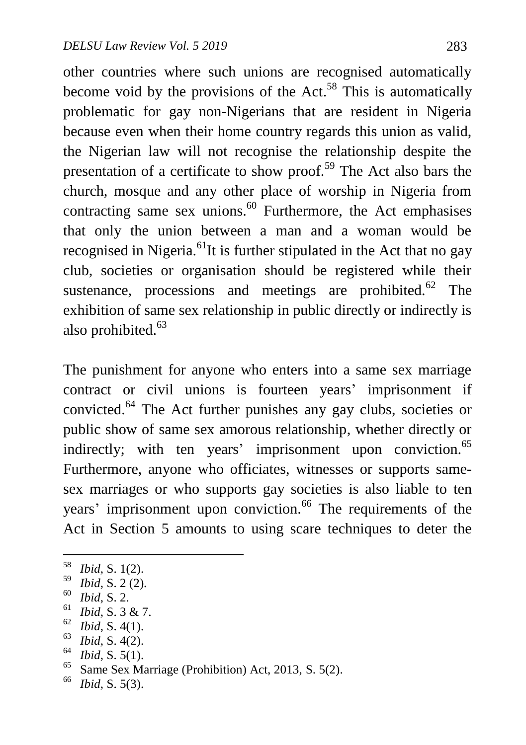other countries where such unions are recognised automatically become void by the provisions of the Act.[58] This is automatically problematic for gay non-Nigerians that are resident in Nigeria because even when their home country regards this union as valid, the Nigerian law will not recognise the relationship despite the presentation of a certificate to show proof.[59] The Act also bars the church, mosque and any other place of worship in Nigeria from contracting same sex unions.[60] Furthermore, the Act emphasises that only the union between a man and a woman would be recognised in Nigeria.[61]It is further stipulated in the Act that no gay club, societies or organisation should be registered while their sustenance, processions and meetings are prohibited.[62] The exhibition of same sex relationship in public directly or indirectly is also prohibited.[63]

The punishment for anyone who enters into a same sex marriage contract or civil unions is fourteen years' imprisonment if convicted.[64] The Act further punishes any gay clubs, societies or public show of same sex amorous relationship, whether directly or indirectly; with ten years' imprisonment upon conviction.[65] Furthermore, anyone who officiates, witnesses or supports same-sex marriages or who supports gay societies is also liable to ten years' imprisonment upon conviction.[66] The requirements of the Act in Section 5 amounts to using scare techniques to deter the

---

[58] *Ibid*, S. 1(2).

[59] *Ibid*, S. 2 (2).

[60] *Ibid*, S. 2.

[61] *Ibid*, S. 3 & 7.

[62] *Ibid*, S. 4(1).

[63] *Ibid*, S. 4(2).

[64] *Ibid*, S. 5(1).

[65] Same Sex Marriage (Prohibition) Act, 2013, S. 5(2).

[66] *Ibid*, S. 5(3).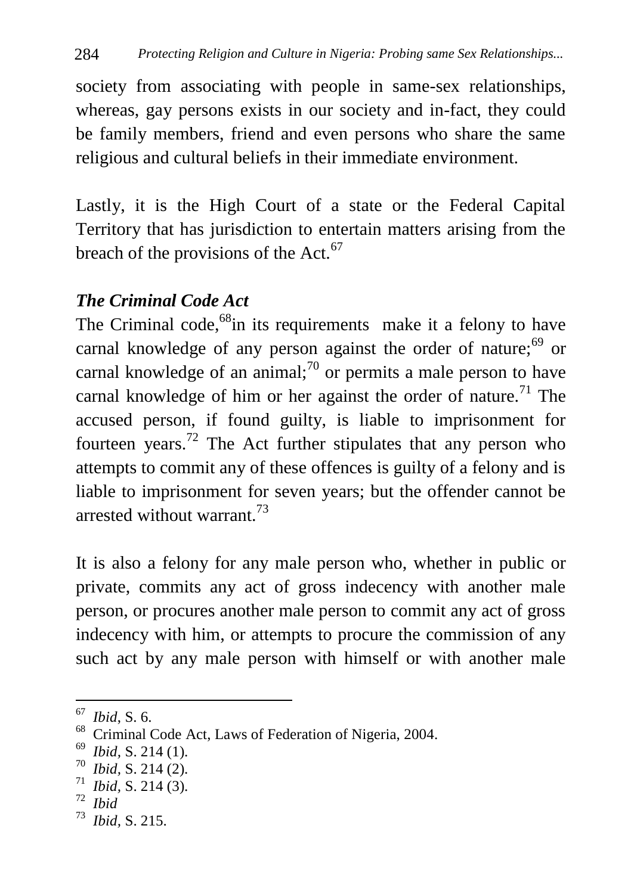society from associating with people in same-sex relationships, whereas, gay persons exists in our society and in-fact, they could be family members, friend and even persons who share the same religious and cultural beliefs in their immediate environment.

Lastly, it is the High Court of a state or the Federal Capital Territory that has jurisdiction to entertain matters arising from the breach of the provisions of the Act.[67]

### *The Criminal Code Act*

The Criminal code,[68]in its requirements make it a felony to have carnal knowledge of any person against the order of nature;[69] or carnal knowledge of an animal;[70] or permits a male person to have carnal knowledge of him or her against the order of nature.[71] The accused person, if found guilty, is liable to imprisonment for fourteen years.[72] The Act further stipulates that any person who attempts to commit any of these offences is guilty of a felony and is liable to imprisonment for seven years; but the offender cannot be arrested without warrant.[73]

It is also a felony for any male person who, whether in public or private, commits any act of gross indecency with another male person, or procures another male person to commit any act of gross indecency with him, or attempts to procure the commission of any such act by any male person with himself or with another male

---

[67] *Ibid*, S. 6.
[68] Criminal Code Act, Laws of Federation of Nigeria, 2004.
[69] *Ibid,* S. 214 (1).
[70] *Ibid,* S. 214 (2).
[71] *Ibid,* S. 214 (3).
[72] *Ibid*
[73] *Ibid,* S. 215.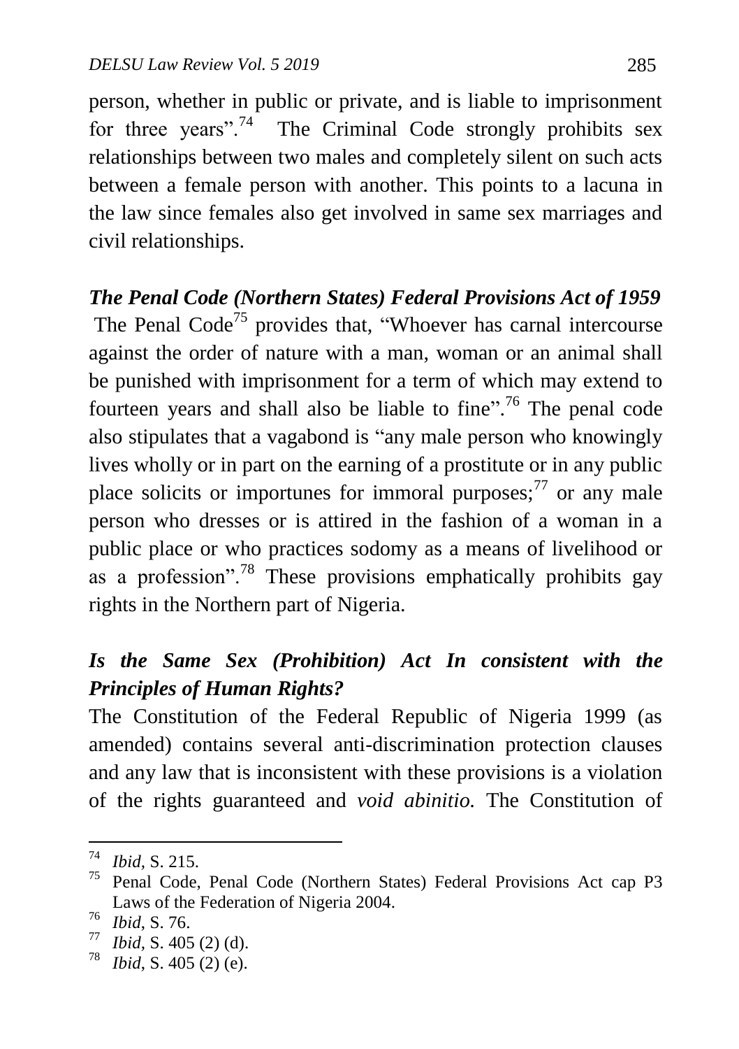person, whether in public or private, and is liable to imprisonment for three years".[74] The Criminal Code strongly prohibits sex relationships between two males and completely silent on such acts between a female person with another. This points to a lacuna in the law since females also get involved in same sex marriages and civil relationships.

***The Penal Code (Northern States) Federal Provisions Act of 1959***

The Penal Code[75] provides that, "Whoever has carnal intercourse against the order of nature with a man, woman or an animal shall be punished with imprisonment for a term of which may extend to fourteen years and shall also be liable to fine".[76] The penal code also stipulates that a vagabond is "any male person who knowingly lives wholly or in part on the earning of a prostitute or in any public place solicits or importunes for immoral purposes;[77] or any male person who dresses or is attired in the fashion of a woman in a public place or who practices sodomy as a means of livelihood or as a profession".[78] These provisions emphatically prohibits gay rights in the Northern part of Nigeria.

***Is the Same Sex (Prohibition) Act In consistent with the Principles of Human Rights?***

The Constitution of the Federal Republic of Nigeria 1999 (as amended) contains several anti-discrimination protection clauses and any law that is inconsistent with these provisions is a violation of the rights guaranteed and *void abinitio.* The Constitution of

---

[74] *Ibid,* S. 215.

[75] Penal Code, Penal Code (Northern States) Federal Provisions Act cap P3 Laws of the Federation of Nigeria 2004.

[76] *Ibid,* S. 76.

[77] *Ibid,* S. 405 (2) (d).

[78] *Ibid,* S. 405 (2) (e).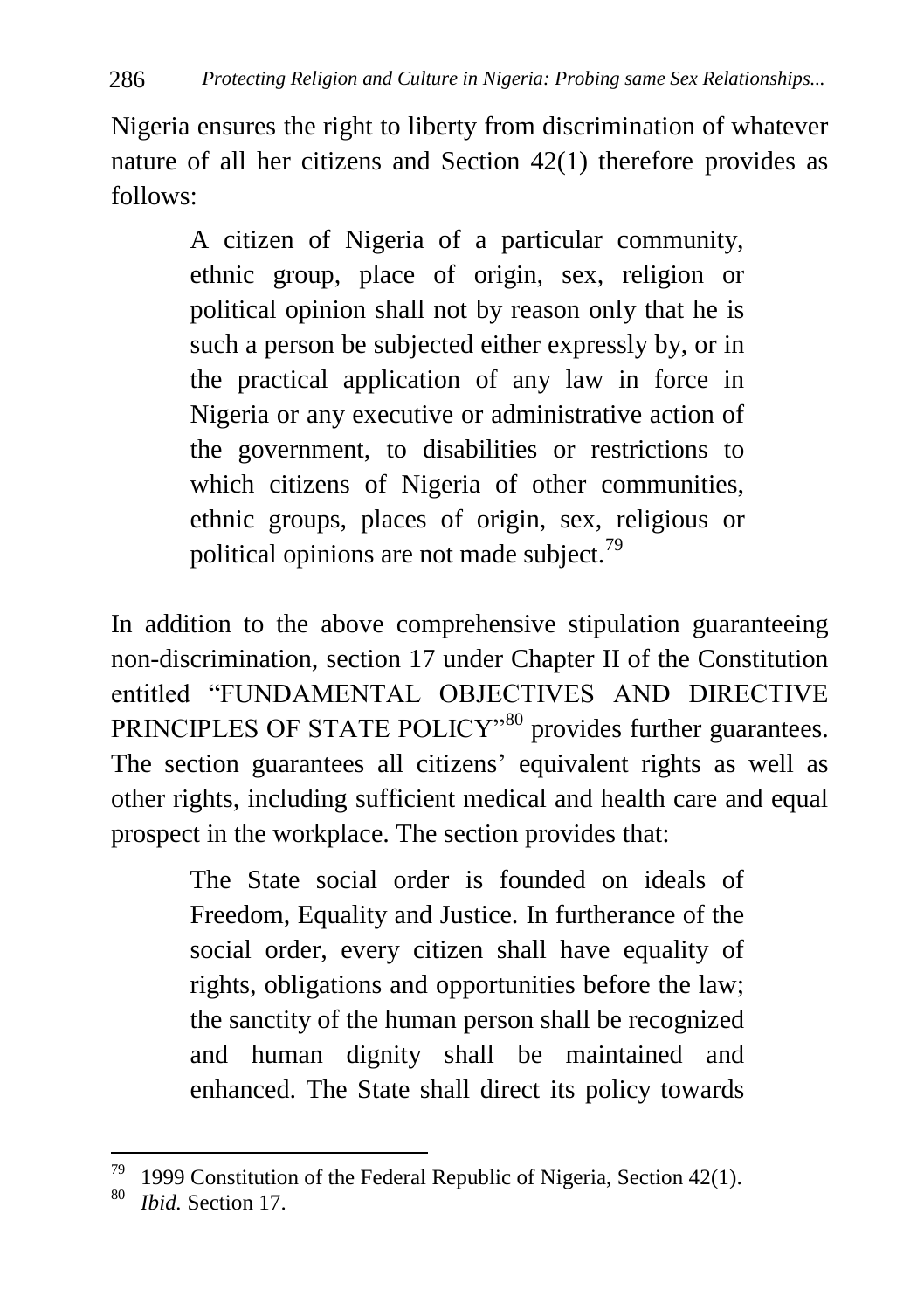Nigeria ensures the right to liberty from discrimination of whatever nature of all her citizens and Section 42(1) therefore provides as follows:

> A citizen of Nigeria of a particular community, ethnic group, place of origin, sex, religion or political opinion shall not by reason only that he is such a person be subjected either expressly by, or in the practical application of any law in force in Nigeria or any executive or administrative action of the government, to disabilities or restrictions to which citizens of Nigeria of other communities, ethnic groups, places of origin, sex, religious or political opinions are not made subject.[79]

In addition to the above comprehensive stipulation guaranteeing non-discrimination, section 17 under Chapter II of the Constitution entitled "FUNDAMENTAL OBJECTIVES AND DIRECTIVE PRINCIPLES OF STATE POLICY"[80] provides further guarantees. The section guarantees all citizens' equivalent rights as well as other rights, including sufficient medical and health care and equal prospect in the workplace. The section provides that:

> The State social order is founded on ideals of Freedom, Equality and Justice. In furtherance of the social order, every citizen shall have equality of rights, obligations and opportunities before the law; the sanctity of the human person shall be recognized and human dignity shall be maintained and enhanced. The State shall direct its policy towards

---

[79] 1999 Constitution of the Federal Republic of Nigeria, Section 42(1).

[80] *Ibid.* Section 17.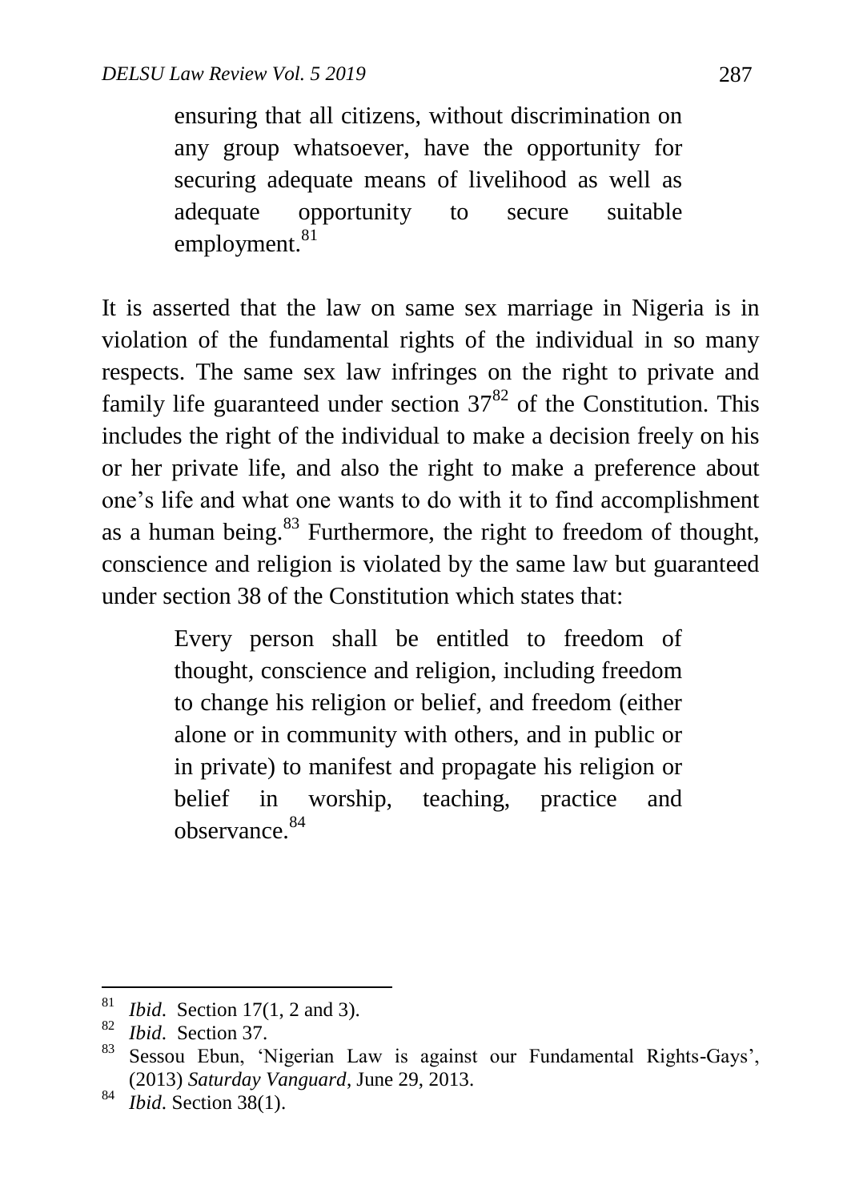> ensuring that all citizens, without discrimination on any group whatsoever, have the opportunity for securing adequate means of livelihood as well as adequate opportunity to secure suitable employment.[81]

It is asserted that the law on same sex marriage in Nigeria is in violation of the fundamental rights of the individual in so many respects. The same sex law infringes on the right to private and family life guaranteed under section 37[82] of the Constitution. This includes the right of the individual to make a decision freely on his or her private life, and also the right to make a preference about one's life and what one wants to do with it to find accomplishment as a human being.[83] Furthermore, the right to freedom of thought, conscience and religion is violated by the same law but guaranteed under section 38 of the Constitution which states that:

> Every person shall be entitled to freedom of thought, conscience and religion, including freedom to change his religion or belief, and freedom (either alone or in community with others, and in public or in private) to manifest and propagate his religion or belief in worship, teaching, practice and observance.[84]

---

[81] *Ibid*. Section 17(1, 2 and 3).

[82] *Ibid*. Section 37.

[83] Sessou Ebun, 'Nigerian Law is against our Fundamental Rights-Gays', (2013) *Saturday Vanguard*, June 29, 2013.

[84] *Ibid*. Section 38(1).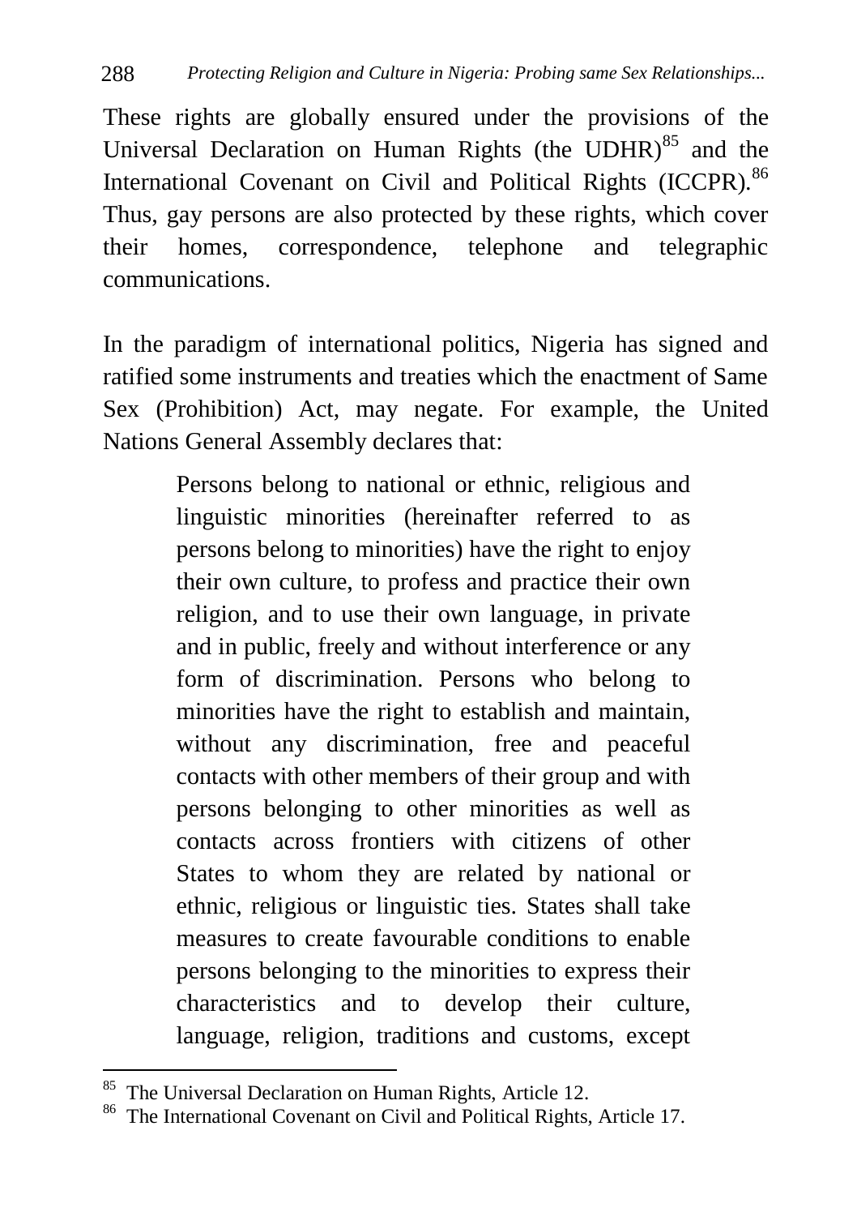These rights are globally ensured under the provisions of the Universal Declaration on Human Rights (the UDHR)[85] and the International Covenant on Civil and Political Rights (ICCPR).[86] Thus, gay persons are also protected by these rights, which cover their homes, correspondence, telephone and telegraphic communications.

In the paradigm of international politics, Nigeria has signed and ratified some instruments and treaties which the enactment of Same Sex (Prohibition) Act, may negate. For example, the United Nations General Assembly declares that:

> Persons belong to national or ethnic, religious and linguistic minorities (hereinafter referred to as persons belong to minorities) have the right to enjoy their own culture, to profess and practice their own religion, and to use their own language, in private and in public, freely and without interference or any form of discrimination. Persons who belong to minorities have the right to establish and maintain, without any discrimination, free and peaceful contacts with other members of their group and with persons belonging to other minorities as well as contacts across frontiers with citizens of other States to whom they are related by national or ethnic, religious or linguistic ties. States shall take measures to create favourable conditions to enable persons belonging to the minorities to express their characteristics and to develop their culture, language, religion, traditions and customs, except

---

[85] The Universal Declaration on Human Rights, Article 12.

[86] The International Covenant on Civil and Political Rights, Article 17.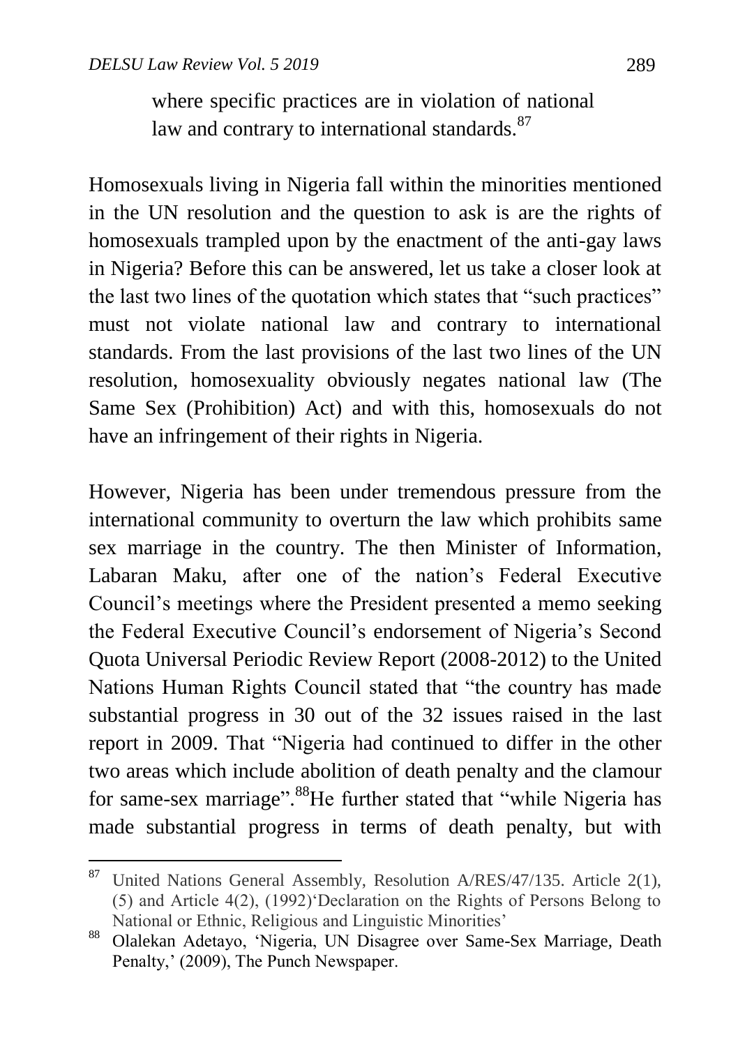> where specific practices are in violation of national law and contrary to international standards.[87]

Homosexuals living in Nigeria fall within the minorities mentioned in the UN resolution and the question to ask is are the rights of homosexuals trampled upon by the enactment of the anti-gay laws in Nigeria? Before this can be answered, let us take a closer look at the last two lines of the quotation which states that "such practices" must not violate national law and contrary to international standards. From the last provisions of the last two lines of the UN resolution, homosexuality obviously negates national law (The Same Sex (Prohibition) Act) and with this, homosexuals do not have an infringement of their rights in Nigeria.

However, Nigeria has been under tremendous pressure from the international community to overturn the law which prohibits same sex marriage in the country. The then Minister of Information, Labaran Maku, after one of the nation's Federal Executive Council's meetings where the President presented a memo seeking the Federal Executive Council's endorsement of Nigeria's Second Quota Universal Periodic Review Report (2008-2012) to the United Nations Human Rights Council stated that "the country has made substantial progress in 30 out of the 32 issues raised in the last report in 2009. That "Nigeria had continued to differ in the other two areas which include abolition of death penalty and the clamour for same-sex marriage".[88]He further stated that "while Nigeria has made substantial progress in terms of death penalty, but with

---

[87] United Nations General Assembly, Resolution A/RES/47/135. Article 2(1), (5) and Article 4(2), (1992)'Declaration on the Rights of Persons Belong to National or Ethnic, Religious and Linguistic Minorities'

[88] Olalekan Adetayo, 'Nigeria, UN Disagree over Same-Sex Marriage, Death Penalty,' (2009), The Punch Newspaper.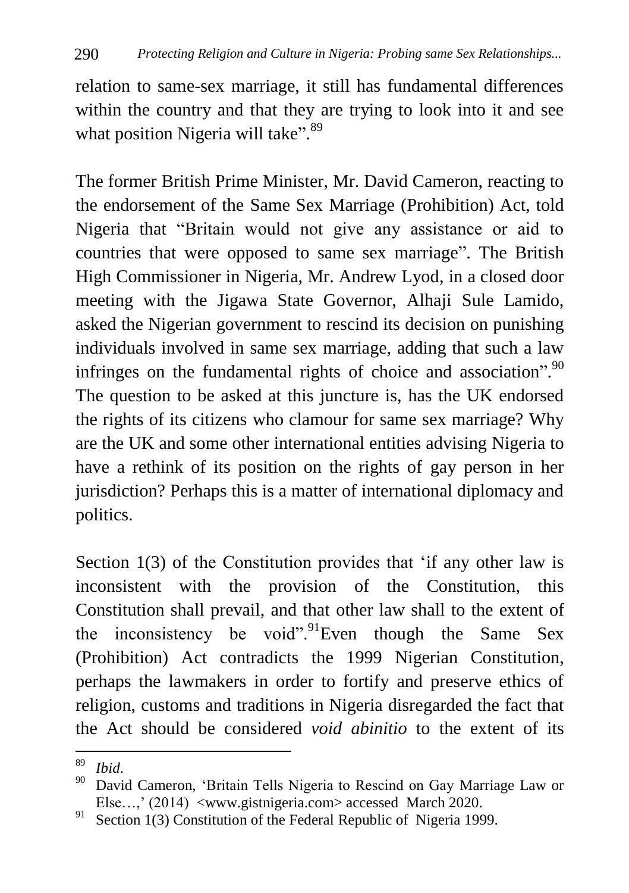relation to same-sex marriage, it still has fundamental differences within the country and that they are trying to look into it and see what position Nigeria will take".[89]

The former British Prime Minister, Mr. David Cameron, reacting to the endorsement of the Same Sex Marriage (Prohibition) Act, told Nigeria that "Britain would not give any assistance or aid to countries that were opposed to same sex marriage". The British High Commissioner in Nigeria, Mr. Andrew Lyod, in a closed door meeting with the Jigawa State Governor, Alhaji Sule Lamido, asked the Nigerian government to rescind its decision on punishing individuals involved in same sex marriage, adding that such a law infringes on the fundamental rights of choice and association".[90] The question to be asked at this juncture is, has the UK endorsed the rights of its citizens who clamour for same sex marriage? Why are the UK and some other international entities advising Nigeria to have a rethink of its position on the rights of gay person in her jurisdiction? Perhaps this is a matter of international diplomacy and politics.

Section 1(3) of the Constitution provides that 'if any other law is inconsistent with the provision of the Constitution, this Constitution shall prevail, and that other law shall to the extent of the inconsistency be void".[91]Even though the Same Sex (Prohibition) Act contradicts the 1999 Nigerian Constitution, perhaps the lawmakers in order to fortify and preserve ethics of religion, customs and traditions in Nigeria disregarded the fact that the Act should be considered *void abinitio* to the extent of its

---

[89] *Ibid*.

[90] David Cameron, 'Britain Tells Nigeria to Rescind on Gay Marriage Law or Else…,' (2014) <www.gistnigeria.com> accessed March 2020.

[91] Section 1(3) Constitution of the Federal Republic of Nigeria 1999.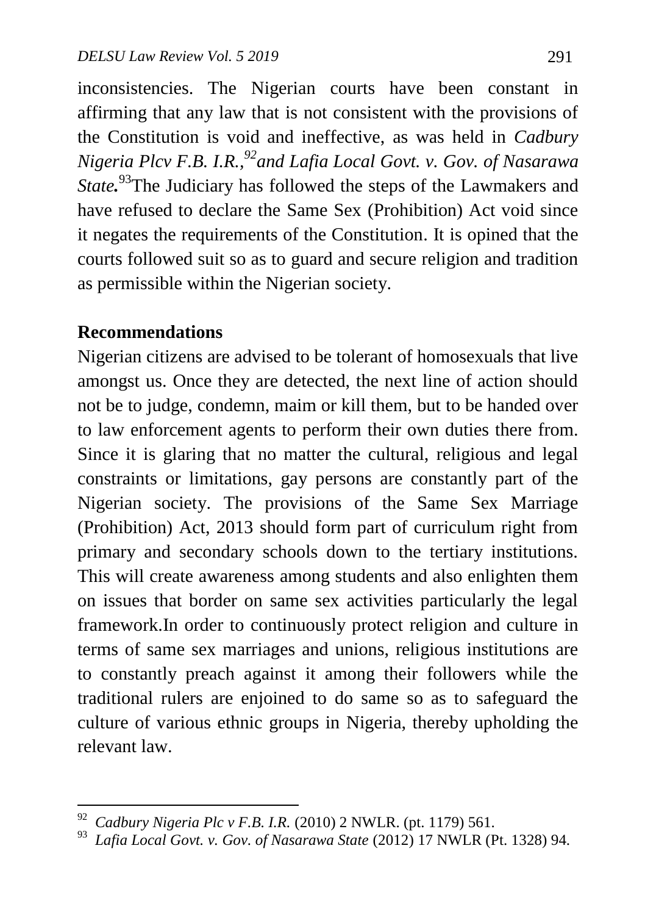inconsistencies. The Nigerian courts have been constant in affirming that any law that is not consistent with the provisions of the Constitution is void and ineffective, as was held in *Cadbury Nigeria Plcv F.B. I.R.,*[92] *and Lafia Local Govt. v. Gov. of Nasarawa State.*[93] The Judiciary has followed the steps of the Lawmakers and have refused to declare the Same Sex (Prohibition) Act void since it negates the requirements of the Constitution. It is opined that the courts followed suit so as to guard and secure religion and tradition as permissible within the Nigerian society.

**Recommendations**

Nigerian citizens are advised to be tolerant of homosexuals that live amongst us. Once they are detected, the next line of action should not be to judge, condemn, maim or kill them, but to be handed over to law enforcement agents to perform their own duties there from. Since it is glaring that no matter the cultural, religious and legal constraints or limitations, gay persons are constantly part of the Nigerian society. The provisions of the Same Sex Marriage (Prohibition) Act, 2013 should form part of curriculum right from primary and secondary schools down to the tertiary institutions. This will create awareness among students and also enlighten them on issues that border on same sex activities particularly the legal framework.In order to continuously protect religion and culture in terms of same sex marriages and unions, religious institutions are to constantly preach against it among their followers while the traditional rulers are enjoined to do same so as to safeguard the culture of various ethnic groups in Nigeria, thereby upholding the relevant law.

---

[92] *Cadbury Nigeria Plc v F.B. I.R.* (2010) 2 NWLR. (pt. 1179) 561.

[93] *Lafia Local Govt. v. Gov. of Nasarawa State* (2012) 17 NWLR (Pt. 1328) 94.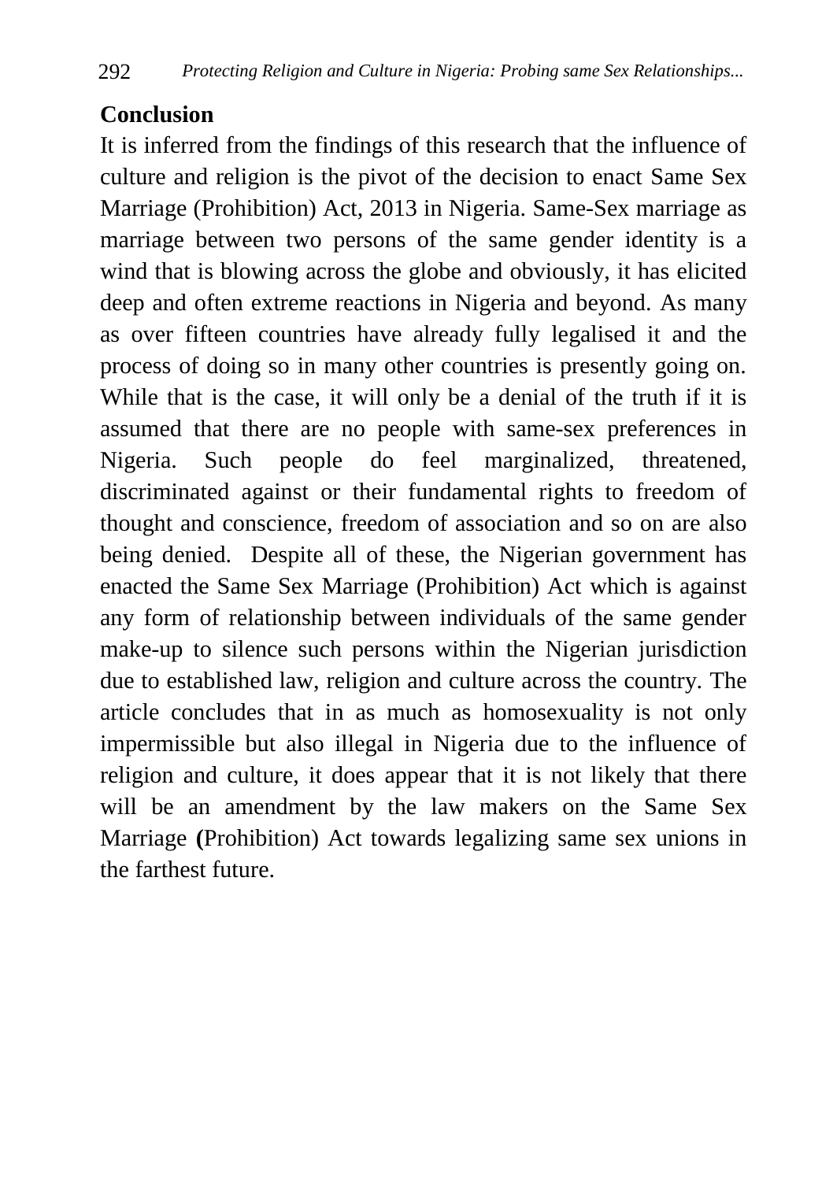## Conclusion

It is inferred from the findings of this research that the influence of culture and religion is the pivot of the decision to enact Same Sex Marriage (Prohibition) Act, 2013 in Nigeria. Same-Sex marriage as marriage between two persons of the same gender identity is a wind that is blowing across the globe and obviously, it has elicited deep and often extreme reactions in Nigeria and beyond. As many as over fifteen countries have already fully legalised it and the process of doing so in many other countries is presently going on. While that is the case, it will only be a denial of the truth if it is assumed that there are no people with same-sex preferences in Nigeria. Such people do feel marginalized, threatened, discriminated against or their fundamental rights to freedom of thought and conscience, freedom of association and so on are also being denied. Despite all of these, the Nigerian government has enacted the Same Sex Marriage (Prohibition) Act which is against any form of relationship between individuals of the same gender make-up to silence such persons within the Nigerian jurisdiction due to established law, religion and culture across the country. The article concludes that in as much as homosexuality is not only impermissible but also illegal in Nigeria due to the influence of religion and culture, it does appear that it is not likely that there will be an amendment by the law makers on the Same Sex Marriage **(**Prohibition) Act towards legalizing same sex unions in the farthest future.